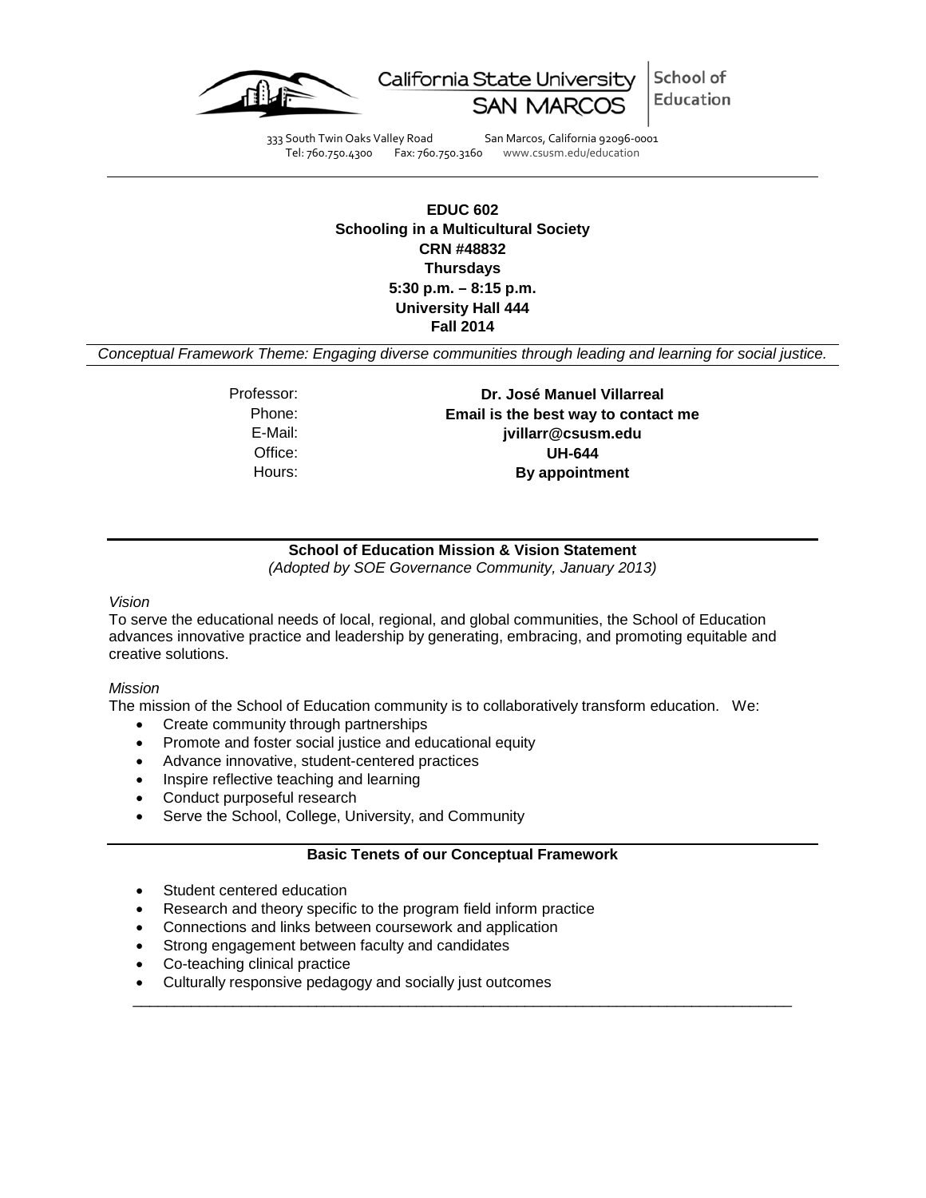California State University SAN MARCOS | School of Education

333 South Twin Oaks Valley Road San Marcos, California 92096-0001
Tel: 760.750.4300 Fax: 760.750.3160 www.csusm.edu/education

---

**EDUC 602**
**Schooling in a Multicultural Society**
**CRN #48832**
**Thursdays**
**5:30 p.m. – 8:15 p.m.**
**University Hall 444**
**Fall 2014**

*Conceptual Framework Theme: Engaging diverse communities through leading and learning for social justice.*

| | |
|---|---|
| Professor: | **Dr. José Manuel Villarreal** |
| Phone: | **Email is the best way to contact me** |
| E-Mail: | **jvillarr@csusm.edu** |
| Office: | **UH-644** |
| Hours: | **By appointment** |

## School of Education Mission & Vision Statement

*(Adopted by SOE Governance Community, January 2013)*

*Vision*

To serve the educational needs of local, regional, and global communities, the School of Education advances innovative practice and leadership by generating, embracing, and promoting equitable and creative solutions.

*Mission*

The mission of the School of Education community is to collaboratively transform education. We:

- Create community through partnerships
- Promote and foster social justice and educational equity
- Advance innovative, student-centered practices
- Inspire reflective teaching and learning
- Conduct purposeful research
- Serve the School, College, University, and Community

## Basic Tenets of our Conceptual Framework

- Student centered education
- Research and theory specific to the program field inform practice
- Connections and links between coursework and application
- Strong engagement between faculty and candidates
- Co-teaching clinical practice
- Culturally responsive pedagogy and socially just outcomes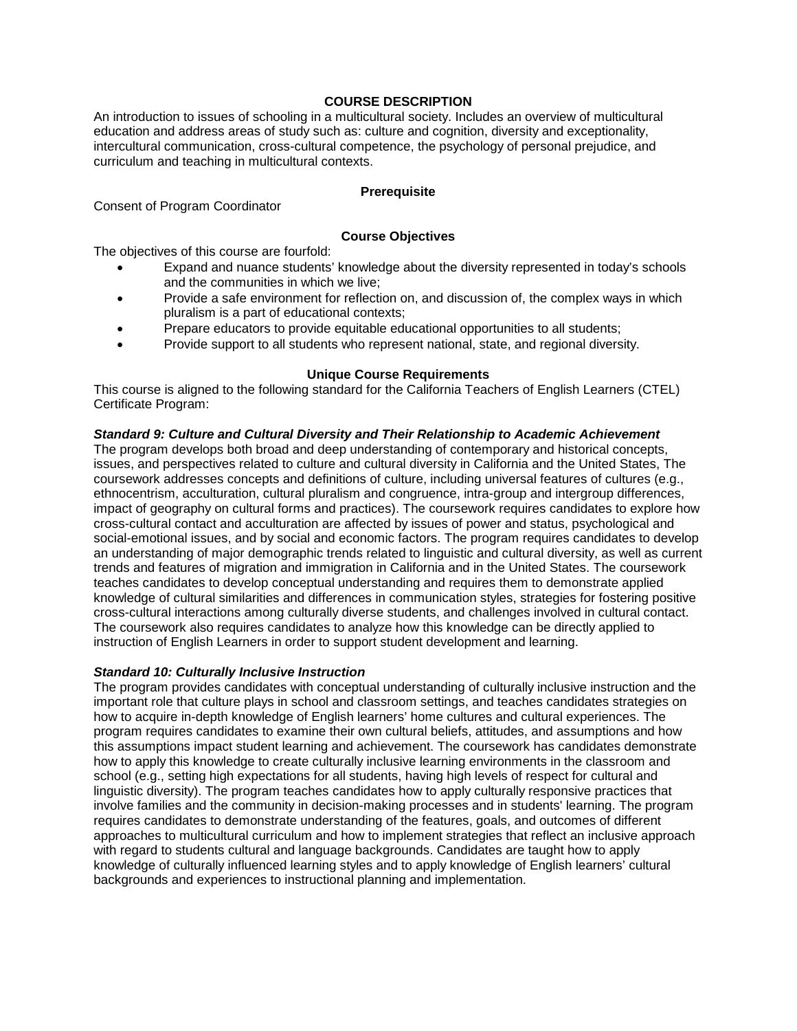## COURSE DESCRIPTION

An introduction to issues of schooling in a multicultural society. Includes an overview of multicultural education and address areas of study such as: culture and cognition, diversity and exceptionality, intercultural communication, cross-cultural competence, the psychology of personal prejudice, and curriculum and teaching in multicultural contexts.

### Prerequisite

Consent of Program Coordinator

### Course Objectives

The objectives of this course are fourfold:

- Expand and nuance students' knowledge about the diversity represented in today's schools and the communities in which we live;
- Provide a safe environment for reflection on, and discussion of, the complex ways in which pluralism is a part of educational contexts;
- Prepare educators to provide equitable educational opportunities to all students;
- Provide support to all students who represent national, state, and regional diversity.

### Unique Course Requirements

This course is aligned to the following standard for the California Teachers of English Learners (CTEL) Certificate Program:

***Standard 9: Culture and Cultural Diversity and Their Relationship to Academic Achievement***

The program develops both broad and deep understanding of contemporary and historical concepts, issues, and perspectives related to culture and cultural diversity in California and the United States, The coursework addresses concepts and definitions of culture, including universal features of cultures (e.g., ethnocentrism, acculturation, cultural pluralism and congruence, intra-group and intergroup differences, impact of geography on cultural forms and practices). The coursework requires candidates to explore how cross-cultural contact and acculturation are affected by issues of power and status, psychological and social-emotional issues, and by social and economic factors. The program requires candidates to develop an understanding of major demographic trends related to linguistic and cultural diversity, as well as current trends and features of migration and immigration in California and in the United States. The coursework teaches candidates to develop conceptual understanding and requires them to demonstrate applied knowledge of cultural similarities and differences in communication styles, strategies for fostering positive cross-cultural interactions among culturally diverse students, and challenges involved in cultural contact. The coursework also requires candidates to analyze how this knowledge can be directly applied to instruction of English Learners in order to support student development and learning.

***Standard 10: Culturally Inclusive Instruction***

The program provides candidates with conceptual understanding of culturally inclusive instruction and the important role that culture plays in school and classroom settings, and teaches candidates strategies on how to acquire in-depth knowledge of English learners' home cultures and cultural experiences. The program requires candidates to examine their own cultural beliefs, attitudes, and assumptions and how this assumptions impact student learning and achievement. The coursework has candidates demonstrate how to apply this knowledge to create culturally inclusive learning environments in the classroom and school (e.g., setting high expectations for all students, having high levels of respect for cultural and linguistic diversity). The program teaches candidates how to apply culturally responsive practices that involve families and the community in decision-making processes and in students' learning. The program requires candidates to demonstrate understanding of the features, goals, and outcomes of different approaches to multicultural curriculum and how to implement strategies that reflect an inclusive approach with regard to students cultural and language backgrounds. Candidates are taught how to apply knowledge of culturally influenced learning styles and to apply knowledge of English learners' cultural backgrounds and experiences to instructional planning and implementation.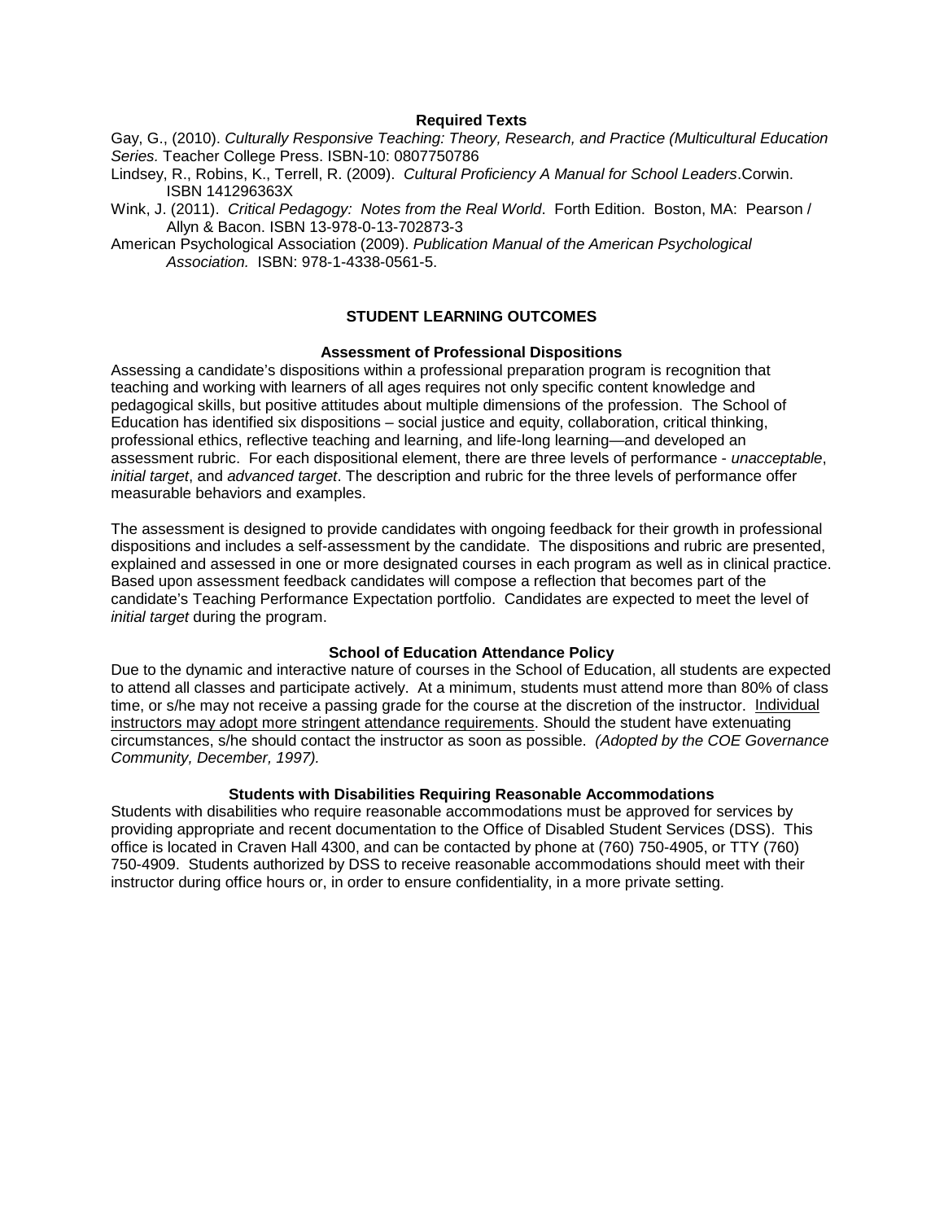### Required Texts

Gay, G., (2010). *Culturally Responsive Teaching: Theory, Research, and Practice (Multicultural Education Series.* Teacher College Press. ISBN-10: 0807750786

Lindsey, R., Robins, K., Terrell, R. (2009). *Cultural Proficiency A Manual for School Leaders*.Corwin. ISBN 141296363X

Wink, J. (2011). *Critical Pedagogy: Notes from the Real World*. Forth Edition. Boston, MA: Pearson / Allyn & Bacon. ISBN 13-978-0-13-702873-3

American Psychological Association (2009). *Publication Manual of the American Psychological Association.* ISBN: 978-1-4338-0561-5.

## STUDENT LEARNING OUTCOMES

### Assessment of Professional Dispositions

Assessing a candidate's dispositions within a professional preparation program is recognition that teaching and working with learners of all ages requires not only specific content knowledge and pedagogical skills, but positive attitudes about multiple dimensions of the profession. The School of Education has identified six dispositions – social justice and equity, collaboration, critical thinking, professional ethics, reflective teaching and learning, and life-long learning—and developed an assessment rubric. For each dispositional element, there are three levels of performance - *unacceptable*, *initial target*, and *advanced target*. The description and rubric for the three levels of performance offer measurable behaviors and examples.

The assessment is designed to provide candidates with ongoing feedback for their growth in professional dispositions and includes a self-assessment by the candidate. The dispositions and rubric are presented, explained and assessed in one or more designated courses in each program as well as in clinical practice. Based upon assessment feedback candidates will compose a reflection that becomes part of the candidate's Teaching Performance Expectation portfolio. Candidates are expected to meet the level of *initial target* during the program.

### School of Education Attendance Policy

Due to the dynamic and interactive nature of courses in the School of Education, all students are expected to attend all classes and participate actively. At a minimum, students must attend more than 80% of class time, or s/he may not receive a passing grade for the course at the discretion of the instructor. <u>Individual instructors may adopt more stringent attendance requirements</u>. Should the student have extenuating circumstances, s/he should contact the instructor as soon as possible. *(Adopted by the COE Governance Community, December, 1997).*

### Students with Disabilities Requiring Reasonable Accommodations

Students with disabilities who require reasonable accommodations must be approved for services by providing appropriate and recent documentation to the Office of Disabled Student Services (DSS). This office is located in Craven Hall 4300, and can be contacted by phone at (760) 750-4905, or TTY (760) 750-4909. Students authorized by DSS to receive reasonable accommodations should meet with their instructor during office hours or, in order to ensure confidentiality, in a more private setting.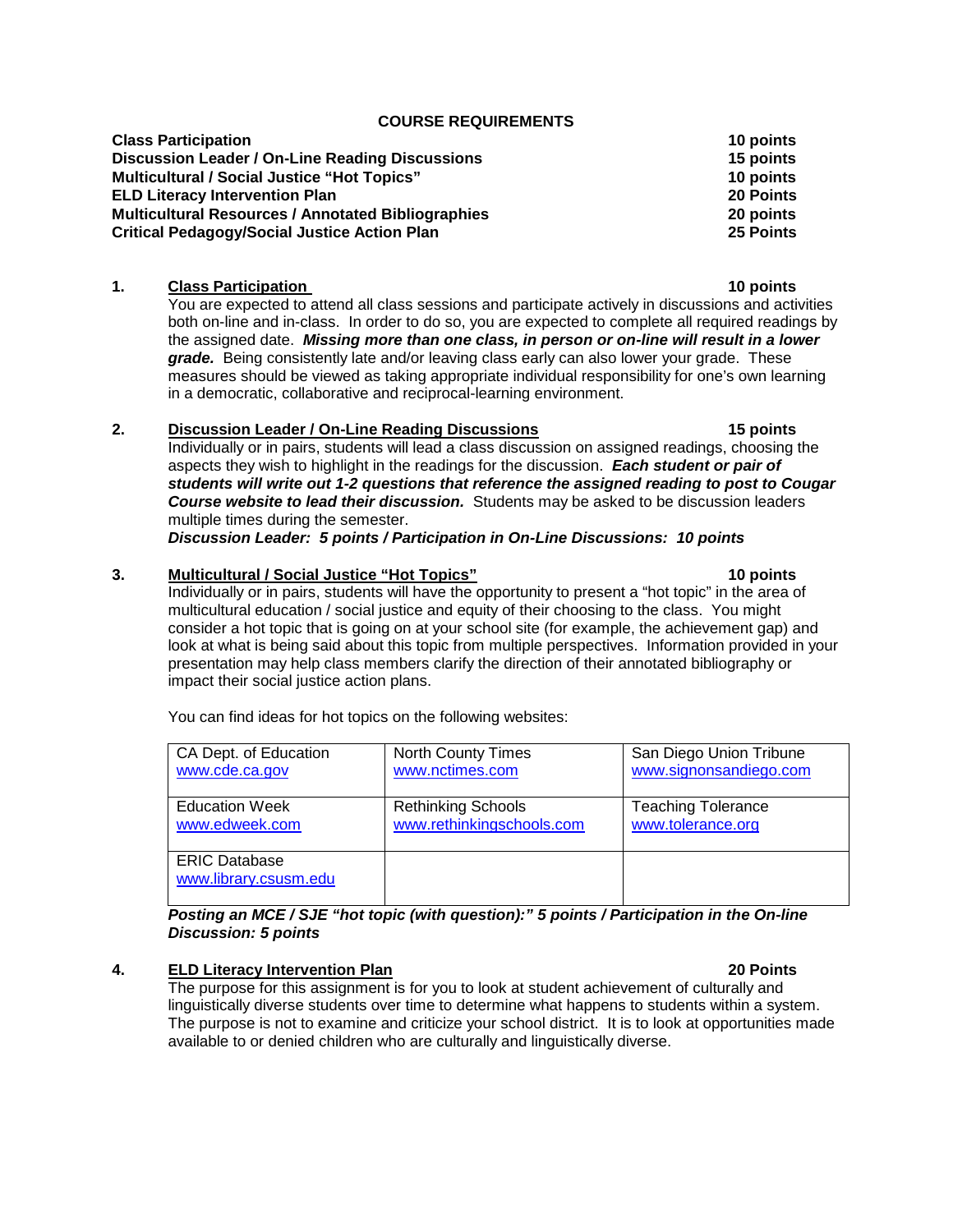## COURSE REQUIREMENTS

| | |
|---|---|
| **Class Participation** | **10 points** |
| **Discussion Leader / On-Line Reading Discussions** | **15 points** |
| **Multicultural / Social Justice "Hot Topics"** | **10 points** |
| **ELD Literacy Intervention Plan** | **20 Points** |
| **Multicultural Resources / Annotated Bibliographies** | **20 points** |
| **Critical Pedagogy/Social Justice Action Plan** | **25 Points** |

### 1. Class Participation — 10 points

You are expected to attend all class sessions and participate actively in discussions and activities both on-line and in-class. In order to do so, you are expected to complete all required readings by the assigned date. ***Missing more than one class, in person or on-line will result in a lower grade.*** Being consistently late and/or leaving class early can also lower your grade. These measures should be viewed as taking appropriate individual responsibility for one's own learning in a democratic, collaborative and reciprocal-learning environment.

### 2. Discussion Leader / On-Line Reading Discussions — 15 points

Individually or in pairs, students will lead a class discussion on assigned readings, choosing the aspects they wish to highlight in the readings for the discussion. ***Each student or pair of students will write out 1-2 questions that reference the assigned reading to post to Cougar Course website to lead their discussion.*** Students may be asked to be discussion leaders multiple times during the semester.

***Discussion Leader: 5 points / Participation in On-Line Discussions: 10 points***

### 3. Multicultural / Social Justice "Hot Topics" — 10 points

Individually or in pairs, students will have the opportunity to present a "hot topic" in the area of multicultural education / social justice and equity of their choosing to the class. You might consider a hot topic that is going on at your school site (for example, the achievement gap) and look at what is being said about this topic from multiple perspectives. Information provided in your presentation may help class members clarify the direction of their annotated bibliography or impact their social justice action plans.

You can find ideas for hot topics on the following websites:

| | | |
|---|---|---|
| CA Dept. of Education<br>www.cde.ca.gov | North County Times<br>www.nctimes.com | San Diego Union Tribune<br>www.signonsandiego.com |
| Education Week<br>www.edweek.com | Rethinking Schools<br>www.rethinkingschools.com | Teaching Tolerance<br>www.tolerance.org |
| ERIC Database<br>www.library.csusm.edu | | |

***Posting an MCE / SJE "hot topic (with question):" 5 points / Participation in the On-line Discussion: 5 points***

### 4. ELD Literacy Intervention Plan — 20 Points

The purpose for this assignment is for you to look at student achievement of culturally and linguistically diverse students over time to determine what happens to students within a system. The purpose is not to examine and criticize your school district. It is to look at opportunities made available to or denied children who are culturally and linguistically diverse.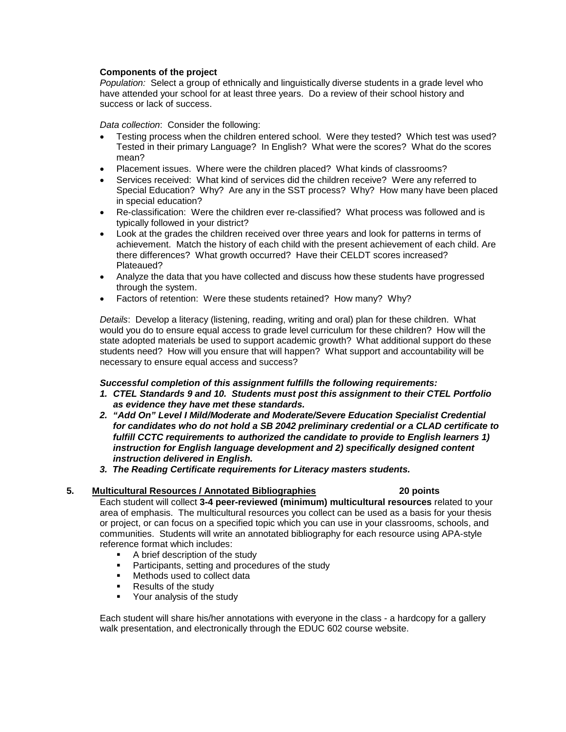**Components of the project**

*Population:* Select a group of ethnically and linguistically diverse students in a grade level who have attended your school for at least three years. Do a review of their school history and success or lack of success.

*Data collection*: Consider the following:

- Testing process when the children entered school. Were they tested? Which test was used? Tested in their primary Language? In English? What were the scores? What do the scores mean?
- Placement issues. Where were the children placed? What kinds of classrooms?
- Services received: What kind of services did the children receive? Were any referred to Special Education? Why? Are any in the SST process? Why? How many have been placed in special education?
- Re-classification: Were the children ever re-classified? What process was followed and is typically followed in your district?
- Look at the grades the children received over three years and look for patterns in terms of achievement. Match the history of each child with the present achievement of each child. Are there differences? What growth occurred? Have their CELDT scores increased? Plateaued?
- Analyze the data that you have collected and discuss how these students have progressed through the system.
- Factors of retention: Were these students retained? How many? Why?

*Details*: Develop a literacy (listening, reading, writing and oral) plan for these children. What would you do to ensure equal access to grade level curriculum for these children? How will the state adopted materials be used to support academic growth? What additional support do these students need? How will you ensure that will happen? What support and accountability will be necessary to ensure equal access and success?

***Successful completion of this assignment fulfills the following requirements:***

1. ***CTEL Standards 9 and 10. Students must post this assignment to their CTEL Portfolio as evidence they have met these standards.***
2. ***"Add On" Level I Mild/Moderate and Moderate/Severe Education Specialist Credential for candidates who do not hold a SB 2042 preliminary credential or a CLAD certificate to fulfill CCTC requirements to authorized the candidate to provide to English learners 1) instruction for English language development and 2) specifically designed content instruction delivered in English.***
3. ***The Reading Certificate requirements for Literacy masters students.***

**5. <u>Multicultural Resources / Annotated Bibliographies</u> 20 points**

Each student will collect **3-4 peer-reviewed (minimum) multicultural resources** related to your area of emphasis. The multicultural resources you collect can be used as a basis for your thesis or project, or can focus on a specified topic which you can use in your classrooms, schools, and communities. Students will write an annotated bibliography for each resource using APA-style reference format which includes:

- A brief description of the study
- Participants, setting and procedures of the study
- Methods used to collect data
- Results of the study
- Your analysis of the study

Each student will share his/her annotations with everyone in the class - a hardcopy for a gallery walk presentation, and electronically through the EDUC 602 course website.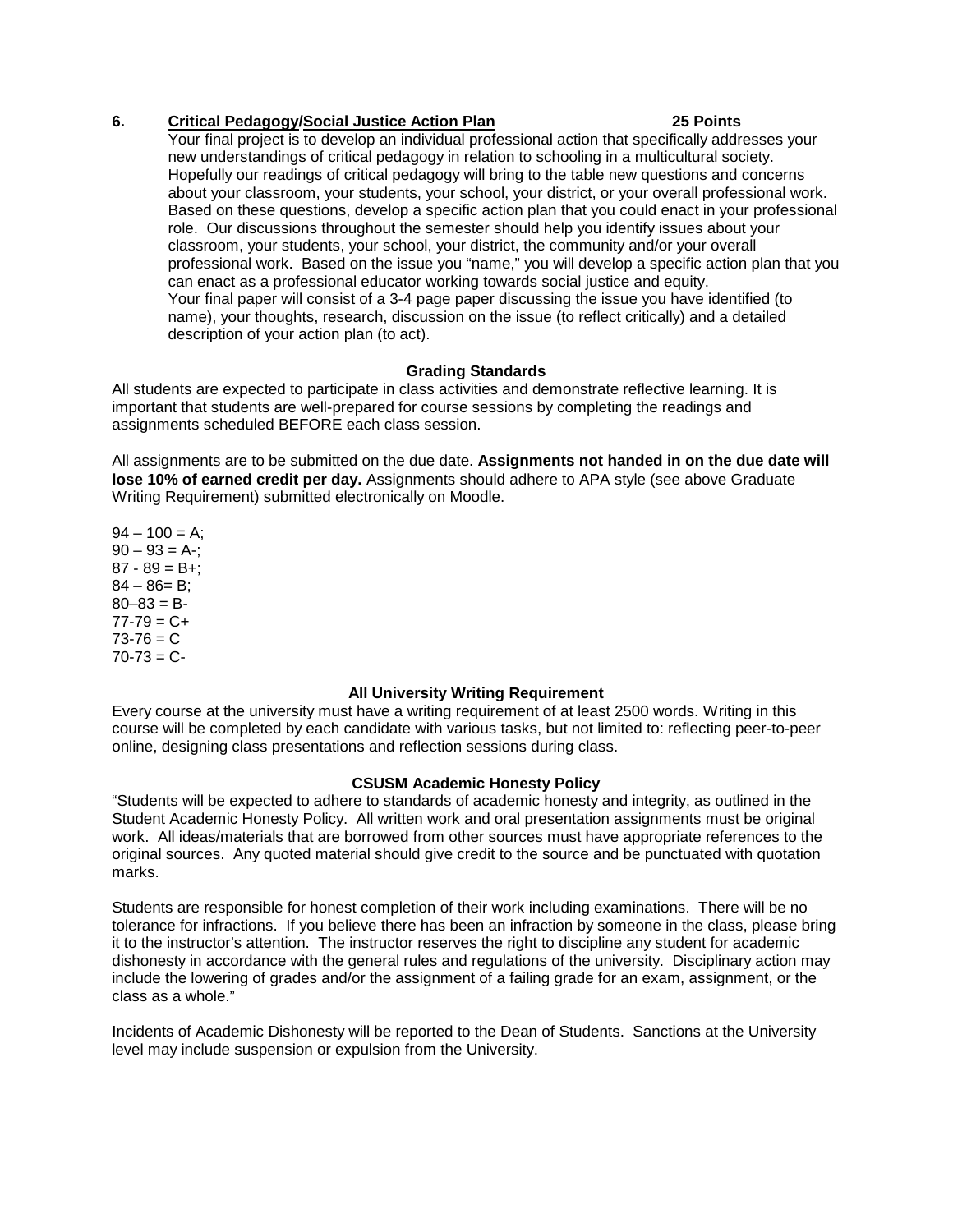**6. <u>Critical Pedagogy/Social Justice Action Plan</u> 25 Points**

Your final project is to develop an individual professional action that specifically addresses your new understandings of critical pedagogy in relation to schooling in a multicultural society. Hopefully our readings of critical pedagogy will bring to the table new questions and concerns about your classroom, your students, your school, your district, or your overall professional work. Based on these questions, develop a specific action plan that you could enact in your professional role. Our discussions throughout the semester should help you identify issues about your classroom, your students, your school, your district, the community and/or your overall professional work. Based on the issue you "name," you will develop a specific action plan that you can enact as a professional educator working towards social justice and equity.

Your final paper will consist of a 3-4 page paper discussing the issue you have identified (to name), your thoughts, research, discussion on the issue (to reflect critically) and a detailed description of your action plan (to act).

### Grading Standards

All students are expected to participate in class activities and demonstrate reflective learning. It is important that students are well-prepared for course sessions by completing the readings and assignments scheduled BEFORE each class session.

All assignments are to be submitted on the due date. **Assignments not handed in on the due date will lose 10% of earned credit per day.** Assignments should adhere to APA style (see above Graduate Writing Requirement) submitted electronically on Moodle.

94 – 100 = A;
90 – 93 = A-;
87 - 89 = B+;
84 – 86= B;
80–83 = B-
77-79 = C+
73-76 = C
70-73 = C-

### All University Writing Requirement

Every course at the university must have a writing requirement of at least 2500 words. Writing in this course will be completed by each candidate with various tasks, but not limited to: reflecting peer-to-peer online, designing class presentations and reflection sessions during class.

### CSUSM Academic Honesty Policy

"Students will be expected to adhere to standards of academic honesty and integrity, as outlined in the Student Academic Honesty Policy. All written work and oral presentation assignments must be original work. All ideas/materials that are borrowed from other sources must have appropriate references to the original sources. Any quoted material should give credit to the source and be punctuated with quotation marks.

Students are responsible for honest completion of their work including examinations. There will be no tolerance for infractions. If you believe there has been an infraction by someone in the class, please bring it to the instructor's attention. The instructor reserves the right to discipline any student for academic dishonesty in accordance with the general rules and regulations of the university. Disciplinary action may include the lowering of grades and/or the assignment of a failing grade for an exam, assignment, or the class as a whole."

Incidents of Academic Dishonesty will be reported to the Dean of Students. Sanctions at the University level may include suspension or expulsion from the University.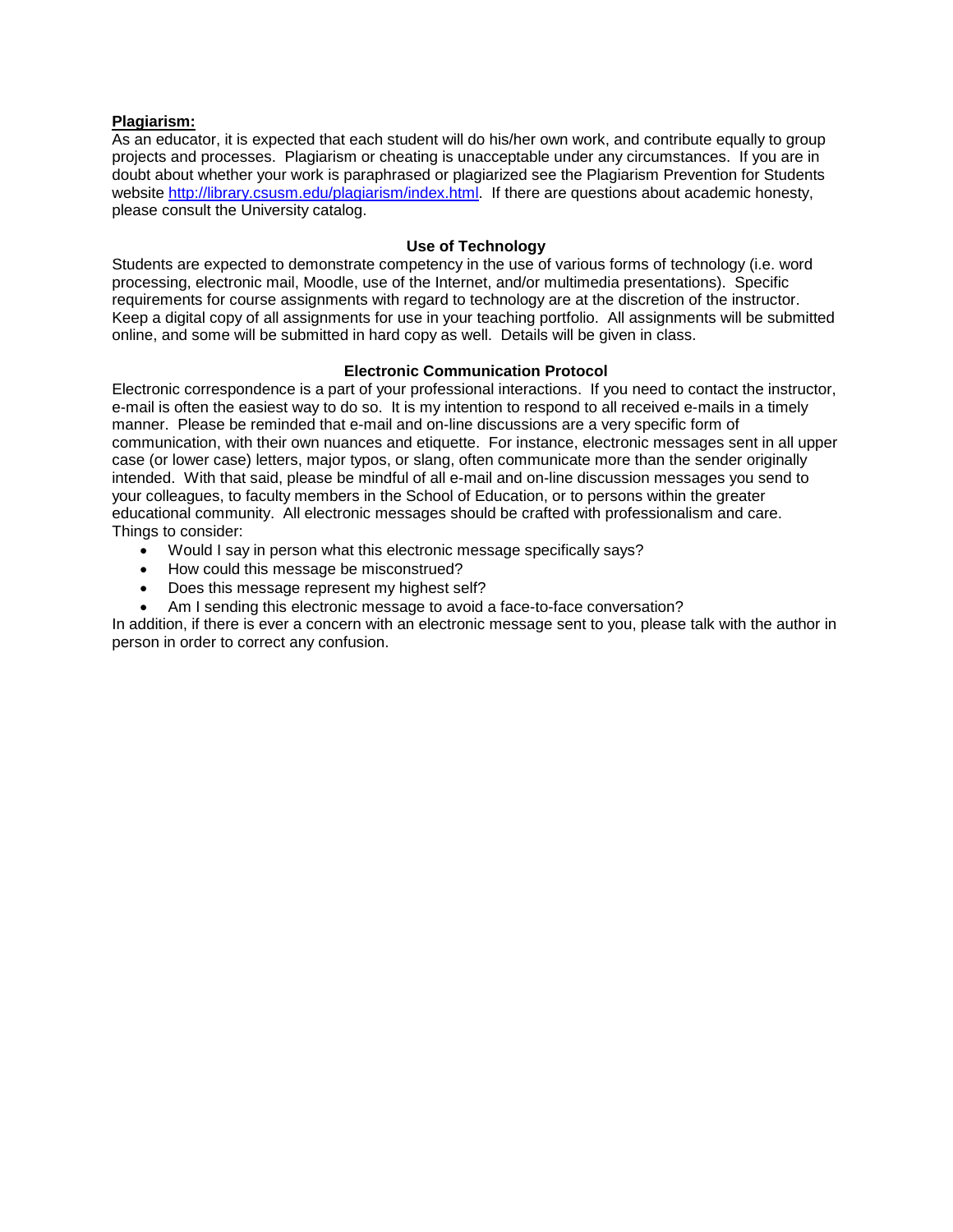**Plagiarism:**

As an educator, it is expected that each student will do his/her own work, and contribute equally to group projects and processes. Plagiarism or cheating is unacceptable under any circumstances. If you are in doubt about whether your work is paraphrased or plagiarized see the Plagiarism Prevention for Students website http://library.csusm.edu/plagiarism/index.html. If there are questions about academic honesty, please consult the University catalog.

### Use of Technology

Students are expected to demonstrate competency in the use of various forms of technology (i.e. word processing, electronic mail, Moodle, use of the Internet, and/or multimedia presentations). Specific requirements for course assignments with regard to technology are at the discretion of the instructor. Keep a digital copy of all assignments for use in your teaching portfolio. All assignments will be submitted online, and some will be submitted in hard copy as well. Details will be given in class.

### Electronic Communication Protocol

Electronic correspondence is a part of your professional interactions. If you need to contact the instructor, e-mail is often the easiest way to do so. It is my intention to respond to all received e-mails in a timely manner. Please be reminded that e-mail and on-line discussions are a very specific form of communication, with their own nuances and etiquette. For instance, electronic messages sent in all upper case (or lower case) letters, major typos, or slang, often communicate more than the sender originally intended. With that said, please be mindful of all e-mail and on-line discussion messages you send to your colleagues, to faculty members in the School of Education, or to persons within the greater educational community. All electronic messages should be crafted with professionalism and care.
Things to consider:

- Would I say in person what this electronic message specifically says?
- How could this message be misconstrued?
- Does this message represent my highest self?
- Am I sending this electronic message to avoid a face-to-face conversation?

In addition, if there is ever a concern with an electronic message sent to you, please talk with the author in person in order to correct any confusion.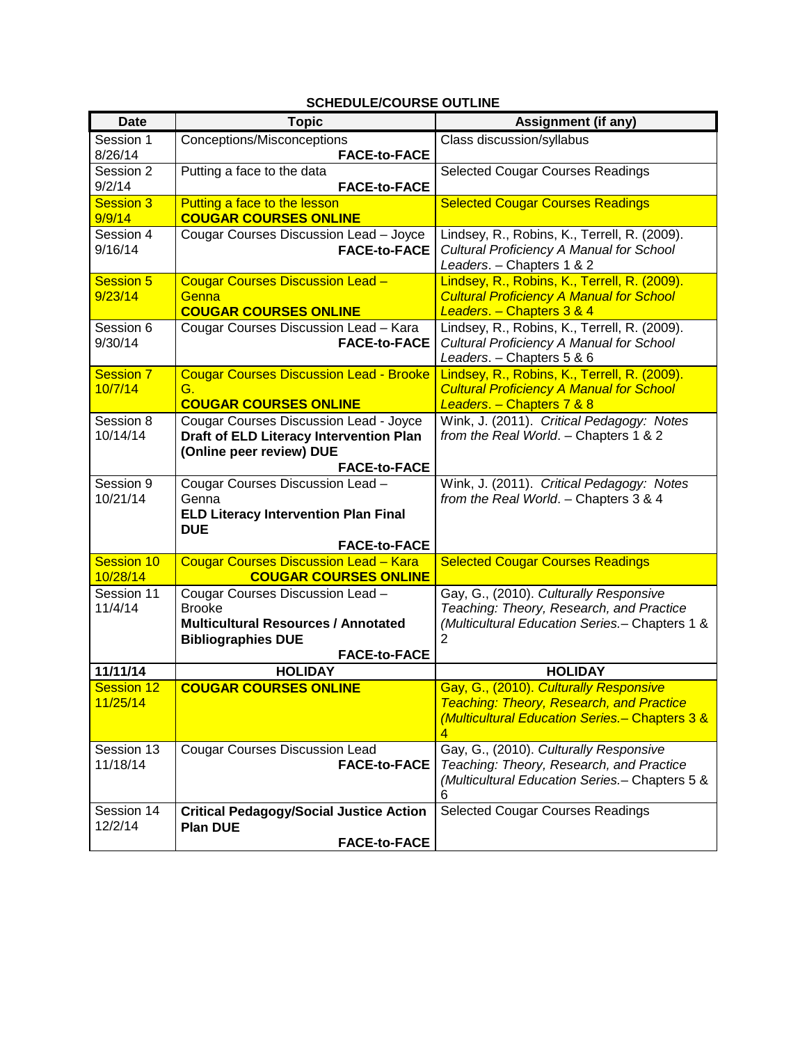**SCHEDULE/COURSE OUTLINE**

| Date | Topic | Assignment (if any) |
|---|---|---|
| Session 1 8/26/14 | Conceptions/Misconceptions **FACE-to-FACE** | Class discussion/syllabus |
| Session 2 9/2/14 | Putting a face to the data **FACE-to-FACE** | Selected Cougar Courses Readings |
| Session 3 9/9/14 | Putting a face to the lesson **COUGAR COURSES ONLINE** | Selected Cougar Courses Readings |
| Session 4 9/16/14 | Cougar Courses Discussion Lead – Joyce **FACE-to-FACE** | Lindsey, R., Robins, K., Terrell, R. (2009). *Cultural Proficiency A Manual for School Leaders*. – Chapters 1 & 2 |
| Session 5 9/23/14 | Cougar Courses Discussion Lead – Genna **COUGAR COURSES ONLINE** | Lindsey, R., Robins, K., Terrell, R. (2009). *Cultural Proficiency A Manual for School Leaders*. – Chapters 3 & 4 |
| Session 6 9/30/14 | Cougar Courses Discussion Lead – Kara **FACE-to-FACE** | Lindsey, R., Robins, K., Terrell, R. (2009). *Cultural Proficiency A Manual for School Leaders*. – Chapters 5 & 6 |
| Session 7 10/7/14 | Cougar Courses Discussion Lead - Brooke G. **COUGAR COURSES ONLINE** | Lindsey, R., Robins, K., Terrell, R. (2009). *Cultural Proficiency A Manual for School Leaders*. – Chapters 7 & 8 |
| Session 8 10/14/14 | Cougar Courses Discussion Lead - Joyce **Draft of ELD Literacy Intervention Plan (Online peer review) DUE** **FACE-to-FACE** | Wink, J. (2011). *Critical Pedagogy: Notes from the Real World*. – Chapters 1 & 2 |
| Session 9 10/21/14 | Cougar Courses Discussion Lead – Genna **ELD Literacy Intervention Plan Final DUE** **FACE-to-FACE** | Wink, J. (2011). *Critical Pedagogy: Notes from the Real World*. – Chapters 3 & 4 |
| Session 10 10/28/14 | Cougar Courses Discussion Lead – Kara **COUGAR COURSES ONLINE** | Selected Cougar Courses Readings |
| Session 11 11/4/14 | Cougar Courses Discussion Lead – Brooke **Multicultural Resources / Annotated Bibliographies DUE** **FACE-to-FACE** | Gay, G., (2010). *Culturally Responsive Teaching: Theory, Research, and Practice (Multicultural Education Series.* – Chapters 1 & 2 |
| **11/11/14** | **HOLIDAY** | **HOLIDAY** |
| Session 12 11/25/14 | **COUGAR COURSES ONLINE** | Gay, G., (2010). *Culturally Responsive Teaching: Theory, Research, and Practice (Multicultural Education Series.* – Chapters 3 & 4 |
| Session 13 11/18/14 | Cougar Courses Discussion Lead **FACE-to-FACE** | Gay, G., (2010). *Culturally Responsive Teaching: Theory, Research, and Practice (Multicultural Education Series.* – Chapters 5 & 6 |
| Session 14 12/2/14 | **Critical Pedagogy/Social Justice Action Plan DUE** **FACE-to-FACE** | Selected Cougar Courses Readings |